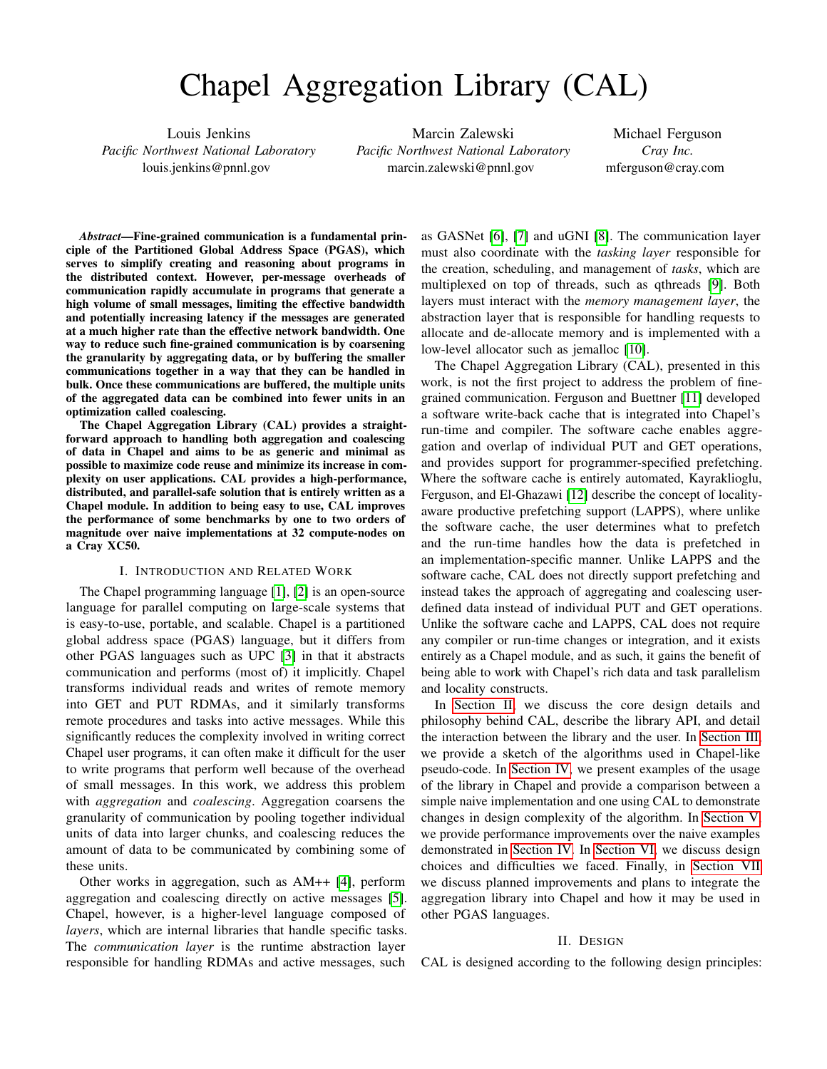# Chapel Aggregation Library (CAL)

Louis Jenkins
*Pacific Northwest National Laboratory*
louis.jenkins@pnnl.gov

Marcin Zalewski
*Pacific Northwest National Laboratory*
marcin.zalewski@pnnl.gov

Michael Ferguson
*Cray Inc.*
mferguson@cray.com

***Abstract*—Fine-grained communication is a fundamental principle of the Partitioned Global Address Space (PGAS), which serves to simplify creating and reasoning about programs in the distributed context. However, per-message overheads of communication rapidly accumulate in programs that generate a high volume of small messages, limiting the effective bandwidth and potentially increasing latency if the messages are generated at a much higher rate than the effective network bandwidth. One way to reduce such fine-grained communication is by coarsening the granularity by aggregating data, or by buffering the smaller communications together in a way that they can be handled in bulk. Once these communications are buffered, the multiple units of the aggregated data can be combined into fewer units in an optimization called coalescing.**

**The Chapel Aggregation Library (CAL) provides a straightforward approach to handling both aggregation and coalescing of data in Chapel and aims to be as generic and minimal as possible to maximize code reuse and minimize its increase in complexity on user applications. CAL provides a high-performance, distributed, and parallel-safe solution that is entirely written as a Chapel module. In addition to being easy to use, CAL improves the performance of some benchmarks by one to two orders of magnitude over naive implementations at 32 compute-nodes on a Cray XC50.**

## I. Introduction and Related Work

The Chapel programming language [1], [2] is an open-source language for parallel computing on large-scale systems that is easy-to-use, portable, and scalable. Chapel is a partitioned global address space (PGAS) language, but it differs from other PGAS languages such as UPC [3] in that it abstracts communication and performs (most of) it implicitly. Chapel transforms individual reads and writes of remote memory into GET and PUT RDMAs, and it similarly transforms remote procedures and tasks into active messages. While this significantly reduces the complexity involved in writing correct Chapel user programs, it can often make it difficult for the user to write programs that perform well because of the overhead of small messages. In this work, we address this problem with *aggregation* and *coalescing*. Aggregation coarsens the granularity of communication by pooling together individual units of data into larger chunks, and coalescing reduces the amount of data to be communicated by combining some of these units.

Other works in aggregation, such as AM++ [4], perform aggregation and coalescing directly on active messages [5]. Chapel, however, is a higher-level language composed of *layers*, which are internal libraries that handle specific tasks. The *communication layer* is the runtime abstraction layer responsible for handling RDMAs and active messages, such as GASNet [6], [7] and uGNI [8]. The communication layer must also coordinate with the *tasking layer* responsible for the creation, scheduling, and management of *tasks*, which are multiplexed on top of threads, such as qthreads [9]. Both layers must interact with the *memory management layer*, the abstraction layer that is responsible for handling requests to allocate and de-allocate memory and is implemented with a low-level allocator such as jemalloc [10].

The Chapel Aggregation Library (CAL), presented in this work, is not the first project to address the problem of fine-grained communication. Ferguson and Buettner [11] developed a software write-back cache that is integrated into Chapel's run-time and compiler. The software cache enables aggregation and overlap of individual PUT and GET operations, and provides support for programmer-specified prefetching. Where the software cache is entirely automated, Kayraklioglu, Ferguson, and El-Ghazawi [12] describe the concept of locality-aware productive prefetching support (LAPPS), where unlike the software cache, the user determines what to prefetch and the run-time handles how the data is prefetched in an implementation-specific manner. Unlike LAPPS and the software cache, CAL does not directly support prefetching and instead takes the approach of aggregating and coalescing user-defined data instead of individual PUT and GET operations. Unlike the software cache and LAPPS, CAL does not require any compiler or run-time changes or integration, and it exists entirely as a Chapel module, and as such, it gains the benefit of being able to work with Chapel's rich data and task parallelism and locality constructs.

In Section II, we discuss the core design details and philosophy behind CAL, describe the library API, and detail the interaction between the library and the user. In Section III, we provide a sketch of the algorithms used in Chapel-like pseudo-code. In Section IV, we present examples of the usage of the library in Chapel and provide a comparison between a simple naive implementation and one using CAL to demonstrate changes in design complexity of the algorithm. In Section V, we provide performance improvements over the naive examples demonstrated in Section IV. In Section VI, we discuss design choices and difficulties we faced. Finally, in Section VII, we discuss planned improvements and plans to integrate the aggregation library into Chapel and how it may be used in other PGAS languages.

## II. Design

CAL is designed according to the following design principles: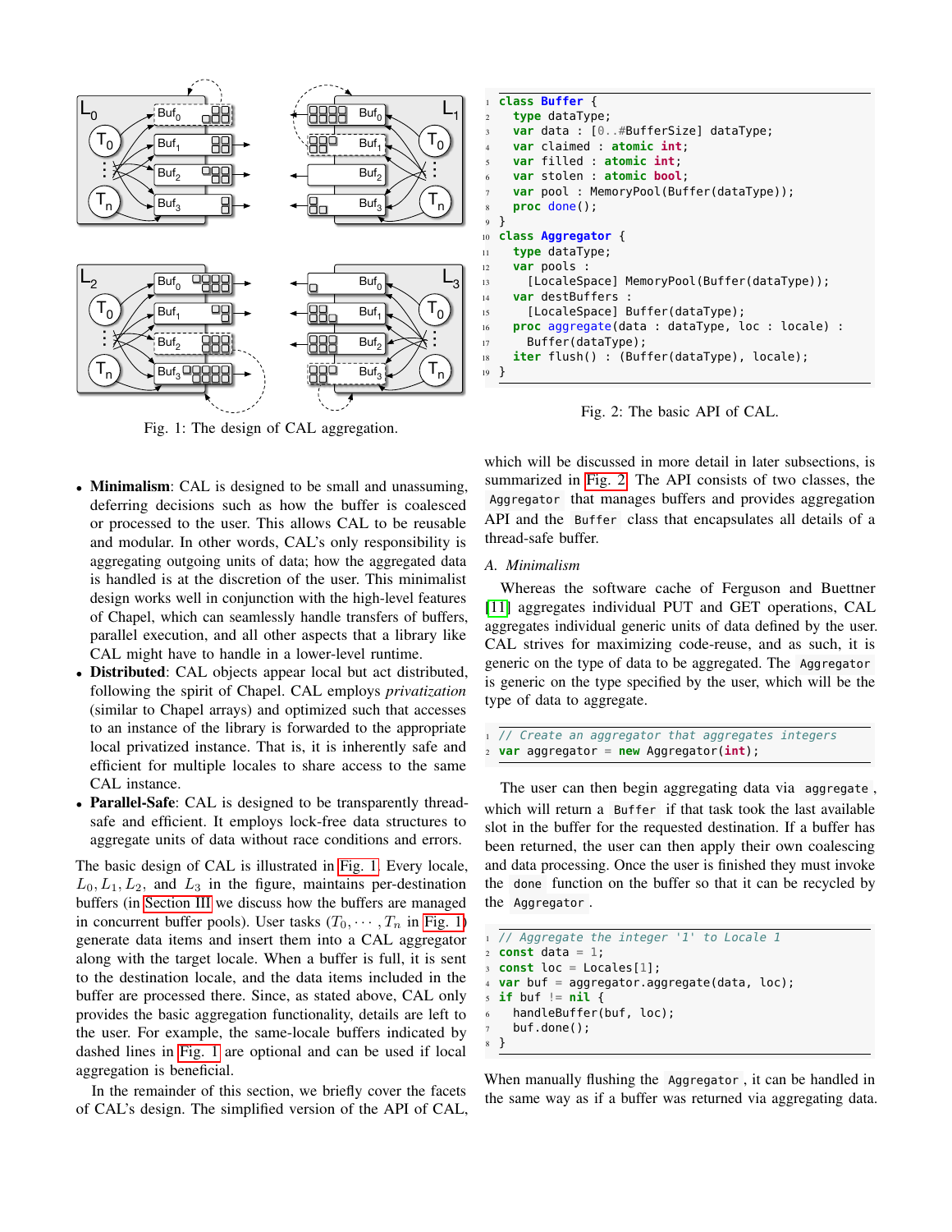Fig. 1: The design of CAL aggregation.

- **Minimalism**: CAL is designed to be small and unassuming, deferring decisions such as how the buffer is coalesced or processed to the user. This allows CAL to be reusable and modular. In other words, CAL's only responsibility is aggregating outgoing units of data; how the aggregated data is handled is at the discretion of the user. This minimalist design works well in conjunction with the high-level features of Chapel, which can seamlessly handle transfers of buffers, parallel execution, and all other aspects that a library like CAL might have to handle in a lower-level runtime.
- **Distributed**: CAL objects appear local but act distributed, following the spirit of Chapel. CAL employs *privatization* (similar to Chapel arrays) and optimized such that accesses to an instance of the library is forwarded to the appropriate local privatized instance. That is, it is inherently safe and efficient for multiple locales to share access to the same CAL instance.
- **Parallel-Safe**: CAL is designed to be transparently thread-safe and efficient. It employs lock-free data structures to aggregate units of data without race conditions and errors.

The basic design of CAL is illustrated in Fig. 1. Every locale, $L_0, L_1, L_2$, and $L_3$ in the figure, maintains per-destination buffers (in Section III we discuss how the buffers are managed in concurrent buffer pools). User tasks ($T_0, \cdots, T_n$ in Fig. 1) generate data items and insert them into a CAL aggregator along with the target locale. When a buffer is full, it is sent to the destination locale, and the data items included in the buffer are processed there. Since, as stated above, CAL only provides the basic aggregation functionality, details are left to the user. For example, the same-locale buffers indicated by dashed lines in Fig. 1 are optional and can be used if local aggregation is beneficial.

In the remainder of this section, we briefly cover the facets of CAL's design. The simplified version of the API of CAL,

```
class Buffer {
  type dataType;
  var data : [0..#BufferSize] dataType;
  var claimed : atomic int;
  var filled : atomic int;
  var stolen : atomic bool;
  var pool : MemoryPool(Buffer(dataType));
  proc done();
}
class Aggregator {
  type dataType;
  var pools :
    [LocaleSpace] MemoryPool(Buffer(dataType));
  var destBuffers :
    [LocaleSpace] Buffer(dataType);
  proc aggregate(data : dataType, loc : locale) :
    Buffer(dataType);
  iter flush() : (Buffer(dataType), locale);
}
```

Fig. 2: The basic API of CAL.

which will be discussed in more detail in later subsections, is summarized in Fig. 2. The API consists of two classes, the `Aggregator` that manages buffers and provides aggregation API and the `Buffer` class that encapsulates all details of a thread-safe buffer.

### A. Minimalism

Whereas the software cache of Ferguson and Buettner [11] aggregates individual PUT and GET operations, CAL aggregates individual generic units of data defined by the user. CAL strives for maximizing code-reuse, and as such, it is generic on the type of data to be aggregated. The `Aggregator` is generic on the type specified by the user, which will be the type of data to aggregate.

```
// Create an aggregator that aggregates integers
var aggregator = new Aggregator(int);
```

The user can then begin aggregating data via `aggregate`, which will return a `Buffer` if that task took the last available slot in the buffer for the requested destination. If a buffer has been returned, the user can then apply their own coalescing and data processing. Once the user is finished they must invoke the `done` function on the buffer so that it can be recycled by the `Aggregator`.

```
// Aggregate the integer '1' to Locale 1
const data = 1;
const loc = Locales[1];
var buf = aggregator.aggregate(data, loc);
if buf != nil {
  handleBuffer(buf, loc);
  buf.done();
}
```

When manually flushing the `Aggregator`, it can be handled in the same way as if a buffer was returned via aggregating data.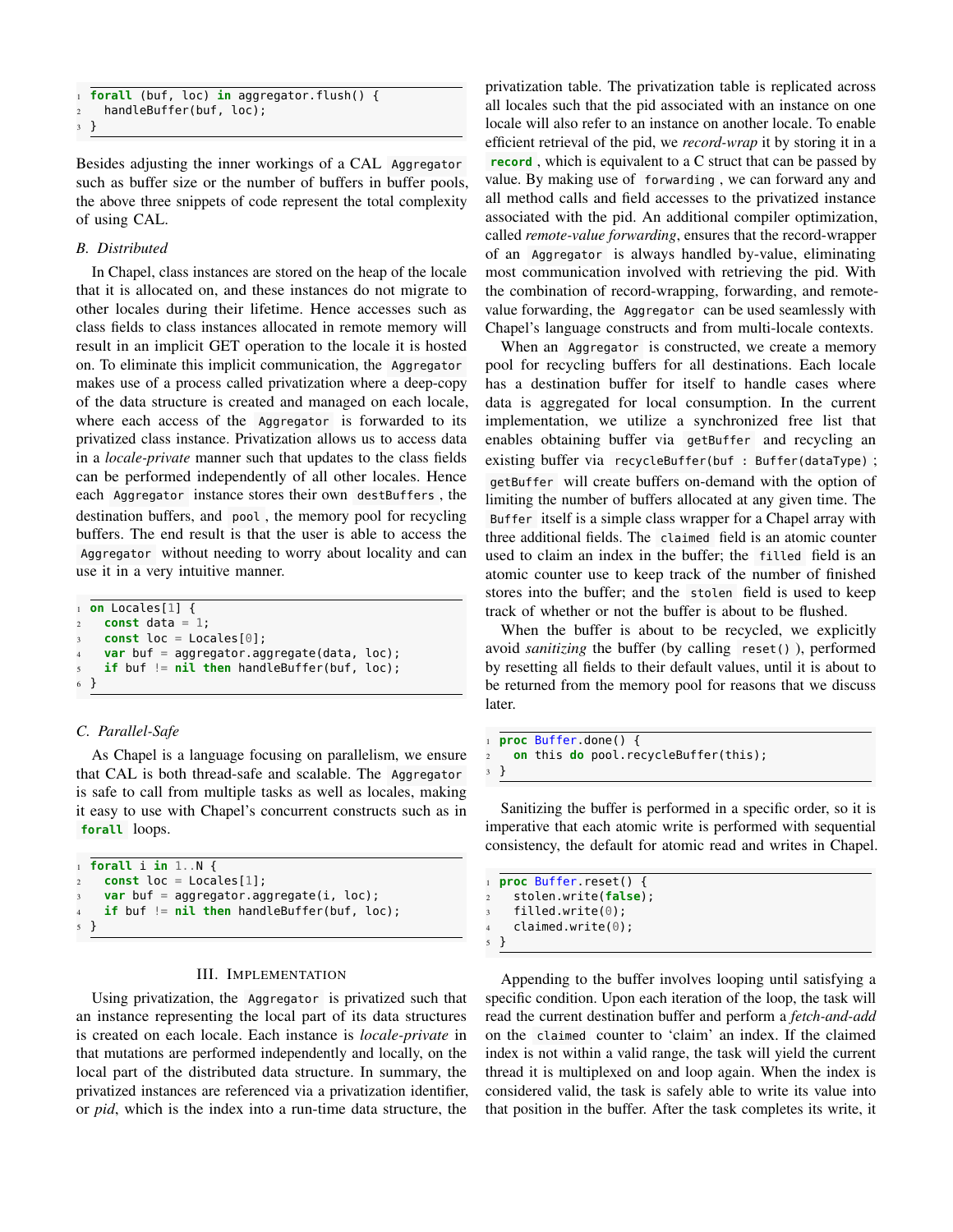```
forall (buf, loc) in aggregator.flush() {
  handleBuffer(buf, loc);
}
```

Besides adjusting the inner workings of a CAL `Aggregator` such as buffer size or the number of buffers in buffer pools, the above three snippets of code represent the total complexity of using CAL.

### B. Distributed

In Chapel, class instances are stored on the heap of the locale that it is allocated on, and these instances do not migrate to other locales during their lifetime. Hence accesses such as class fields to class instances allocated in remote memory will result in an implicit GET operation to the locale it is hosted on. To eliminate this implicit communication, the `Aggregator` makes use of a process called privatization where a deep-copy of the data structure is created and managed on each locale, where each access of the `Aggregator` is forwarded to its privatized class instance. Privatization allows us to access data in a *locale-private* manner such that updates to the class fields can be performed independently of all other locales. Hence each `Aggregator` instance stores their own `destBuffers`, the destination buffers, and `pool`, the memory pool for recycling buffers. The end result is that the user is able to access the `Aggregator` without needing to worry about locality and can use it in a very intuitive manner.

```
on Locales[1] {
  const data = 1;
  const loc = Locales[0];
  var buf = aggregator.aggregate(data, loc);
  if buf != nil then handleBuffer(buf, loc);
}
```

### C. Parallel-Safe

As Chapel is a language focusing on parallelism, we ensure that CAL is both thread-safe and scalable. The `Aggregator` is safe to call from multiple tasks as well as locales, making it easy to use with Chapel's concurrent constructs such as in `forall` loops.

```
forall i in 1..N {
  const loc = Locales[1];
  var buf = aggregator.aggregate(i, loc);
  if buf != nil then handleBuffer(buf, loc);
}
```

## III. Implementation

Using privatization, the `Aggregator` is privatized such that an instance representing the local part of its data structures is created on each locale. Each instance is *locale-private* in that mutations are performed independently and locally, on the local part of the distributed data structure. In summary, the privatized instances are referenced via a privatization identifier, or *pid*, which is the index into a run-time data structure, the privatization table. The privatization table is replicated across all locales such that the pid associated with an instance on one locale will also refer to an instance on another locale. To enable efficient retrieval of the pid, we *record-wrap* it by storing it in a `record`, which is equivalent to a C struct that can be passed by value. By making use of `forwarding`, we can forward any and all method calls and field accesses to the privatized instance associated with the pid. An additional compiler optimization, called *remote-value forwarding*, ensures that the record-wrapper of an `Aggregator` is always handled by-value, eliminating most communication involved with retrieving the pid. With the combination of record-wrapping, forwarding, and remote-value forwarding, the `Aggregator` can be used seamlessly with Chapel's language constructs and from multi-locale contexts.

When an `Aggregator` is constructed, we create a memory pool for recycling buffers for all destinations. Each locale has a destination buffer for itself to handle cases where data is aggregated for local consumption. In the current implementation, we utilize a synchronized free list that enables obtaining buffer via `getBuffer` and recycling an existing buffer via `recycleBuffer(buf : Buffer(dataType)`; `getBuffer` will create buffers on-demand with the option of limiting the number of buffers allocated at any given time. The `Buffer` itself is a simple class wrapper for a Chapel array with three additional fields. The `claimed` field is an atomic counter used to claim an index in the buffer; the `filled` field is an atomic counter use to keep track of the number of finished stores into the buffer; and the `stolen` field is used to keep track of whether or not the buffer is about to be flushed.

When the buffer is about to be recycled, we explicitly avoid *sanitizing* the buffer (by calling `reset()`), performed by resetting all fields to their default values, until it is about to be returned from the memory pool for reasons that we discuss later.

```
proc Buffer.done() {
  on this do pool.recycleBuffer(this);
}
```

Sanitizing the buffer is performed in a specific order, so it is imperative that each atomic write is performed with sequential consistency, the default for atomic read and writes in Chapel.

```
proc Buffer.reset() {
  stolen.write(false);
  filled.write(0);
  claimed.write(0);
}
```

Appending to the buffer involves looping until satisfying a specific condition. Upon each iteration of the loop, the task will read the current destination buffer and perform a *fetch-and-add* on the `claimed` counter to 'claim' an index. If the claimed index is not within a valid range, the task will yield the current thread it is multiplexed on and loop again. When the index is considered valid, the task is safely able to write its value into that position in the buffer. After the task completes its write, it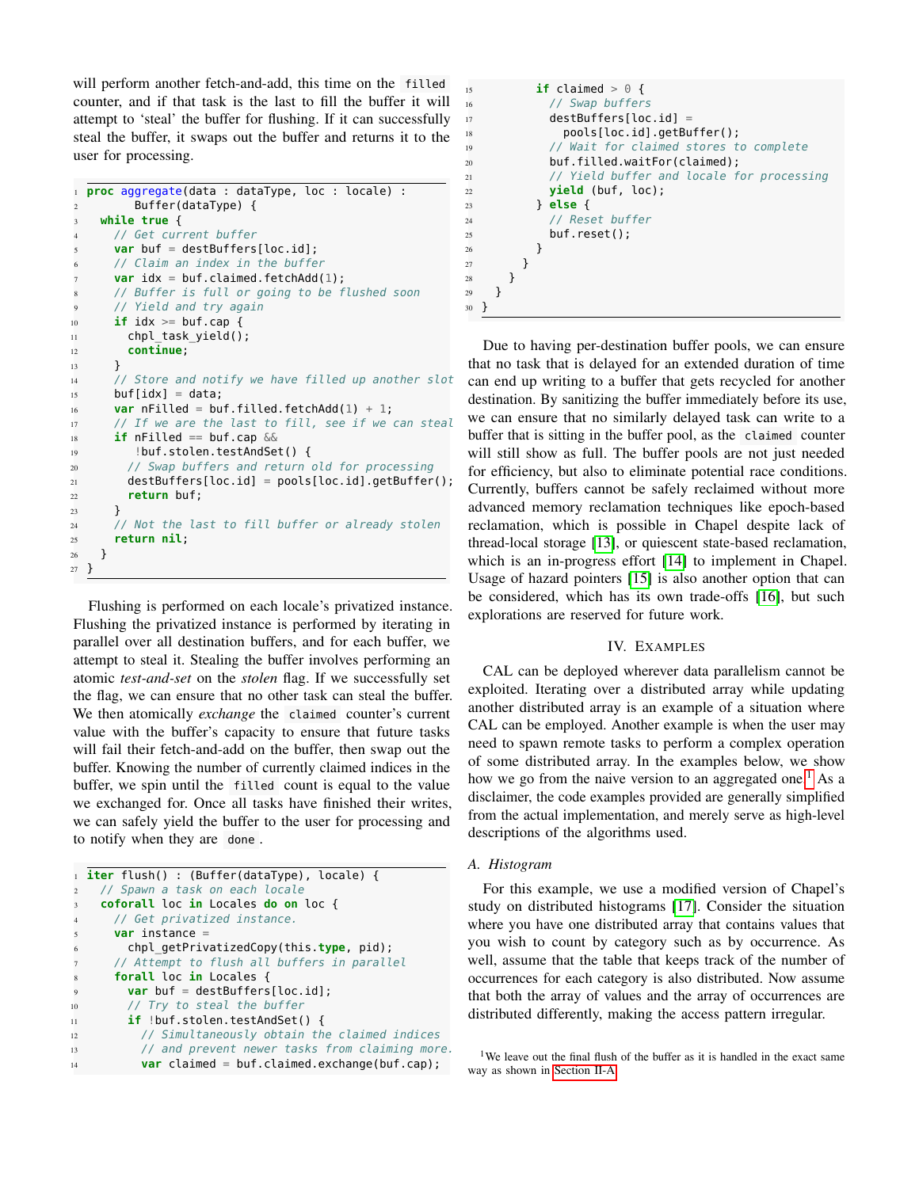will perform another fetch-and-add, this time on the `filled` counter, and if that task is the last to fill the buffer it will attempt to 'steal' the buffer for flushing. If it can successfully steal the buffer, it swaps out the buffer and returns it to the user for processing.

```
proc aggregate(data : dataType, loc : locale) :
      Buffer(dataType) {
  while true {
    // Get current buffer
    var buf = destBuffers[loc.id];
    // Claim an index in the buffer
    var idx = buf.claimed.fetchAdd(1);
    // Buffer is full or going to be flushed soon
    // Yield and try again
    if idx >= buf.cap {
      chpl_task_yield();
      continue;
    }
    // Store and notify we have filled up another slot
    buf[idx] = data;
    var nFilled = buf.filled.fetchAdd(1) + 1;
    // If we are the last to fill, see if we can steal
    if nFilled == buf.cap &&
       !buf.stolen.testAndSet() {
      // Swap buffers and return old for processing
      destBuffers[loc.id] = pools[loc.id].getBuffer();
      return buf;
    }
    // Not the last to fill buffer or already stolen
    return nil;
  }
}
```

Flushing is performed on each locale's privatized instance. Flushing the privatized instance is performed by iterating in parallel over all destination buffers, and for each buffer, we attempt to steal it. Stealing the buffer involves performing an atomic *test-and-set* on the *stolen* flag. If we successfully set the flag, we can ensure that no other task can steal the buffer. We then atomically *exchange* the `claimed` counter's current value with the buffer's capacity to ensure that future tasks will fail their fetch-and-add on the buffer, then swap out the buffer. Knowing the number of currently claimed indices in the buffer, we spin until the `filled` count is equal to the value we exchanged for. Once all tasks have finished their writes, we can safely yield the buffer to the user for processing and to notify when they are `done`.

```
iter flush() : (Buffer(dataType), locale) {
  // Spawn a task on each locale
  coforall loc in Locales do on loc {
    // Get privatized instance.
    var instance =
      chpl_getPrivatizedCopy(this.type, pid);
    // Attempt to flush all buffers in parallel
    forall loc in Locales {
      var buf = destBuffers[loc.id];
      // Try to steal the buffer
      if !buf.stolen.testAndSet() {
        // Simultaneously obtain the claimed indices
        // and prevent newer tasks from claiming more.
        var claimed = buf.claimed.exchange(buf.cap);
        if claimed > 0 {
          // Swap buffers
          destBuffers[loc.id] =
            pools[loc.id].getBuffer();
          // Wait for claimed stores to complete
          buf.filled.waitFor(claimed);
          // Yield buffer and locale for processing
          yield (buf, loc);
        } else {
          // Reset buffer
          buf.reset();
        }
      }
    }
  }
}
```

Due to having per-destination buffer pools, we can ensure that no task that is delayed for an extended duration of time can end up writing to a buffer that gets recycled for another destination. By sanitizing the buffer immediately before its use, we can ensure that no similarly delayed task can write to a buffer that is sitting in the buffer pool, as the `claimed` counter will still show as full. The buffer pools are not just needed for efficiency, but also to eliminate potential race conditions. Currently, buffers cannot be safely reclaimed without more advanced memory reclamation techniques like epoch-based reclamation, which is possible in Chapel despite lack of thread-local storage [13], or quiescent state-based reclamation, which is an in-progress effort [14] to implement in Chapel. Usage of hazard pointers [15] is also another option that can be considered, which has its own trade-offs [16], but such explorations are reserved for future work.

## IV. Examples

CAL can be deployed wherever data parallelism cannot be exploited. Iterating over a distributed array while updating another distributed array is an example of a situation where CAL can be employed. Another example is when the user may need to spawn remote tasks to perform a complex operation of some distributed array. In the examples below, we show how we go from the naive version to an aggregated one.[1] As a disclaimer, the code examples provided are generally simplified from the actual implementation, and merely serve as high-level descriptions of the algorithms used.

### A. Histogram

For this example, we use a modified version of Chapel's study on distributed histograms [17]. Consider the situation where you have one distributed array that contains values that you wish to count by category such as by occurrence. As well, assume that the table that keeps track of the number of occurrences for each category is also distributed. Now assume that both the array of values and the array of occurrences are distributed differently, making the access pattern irregular.

[1] We leave out the final flush of the buffer as it is handled in the exact same way as shown in Section II-A.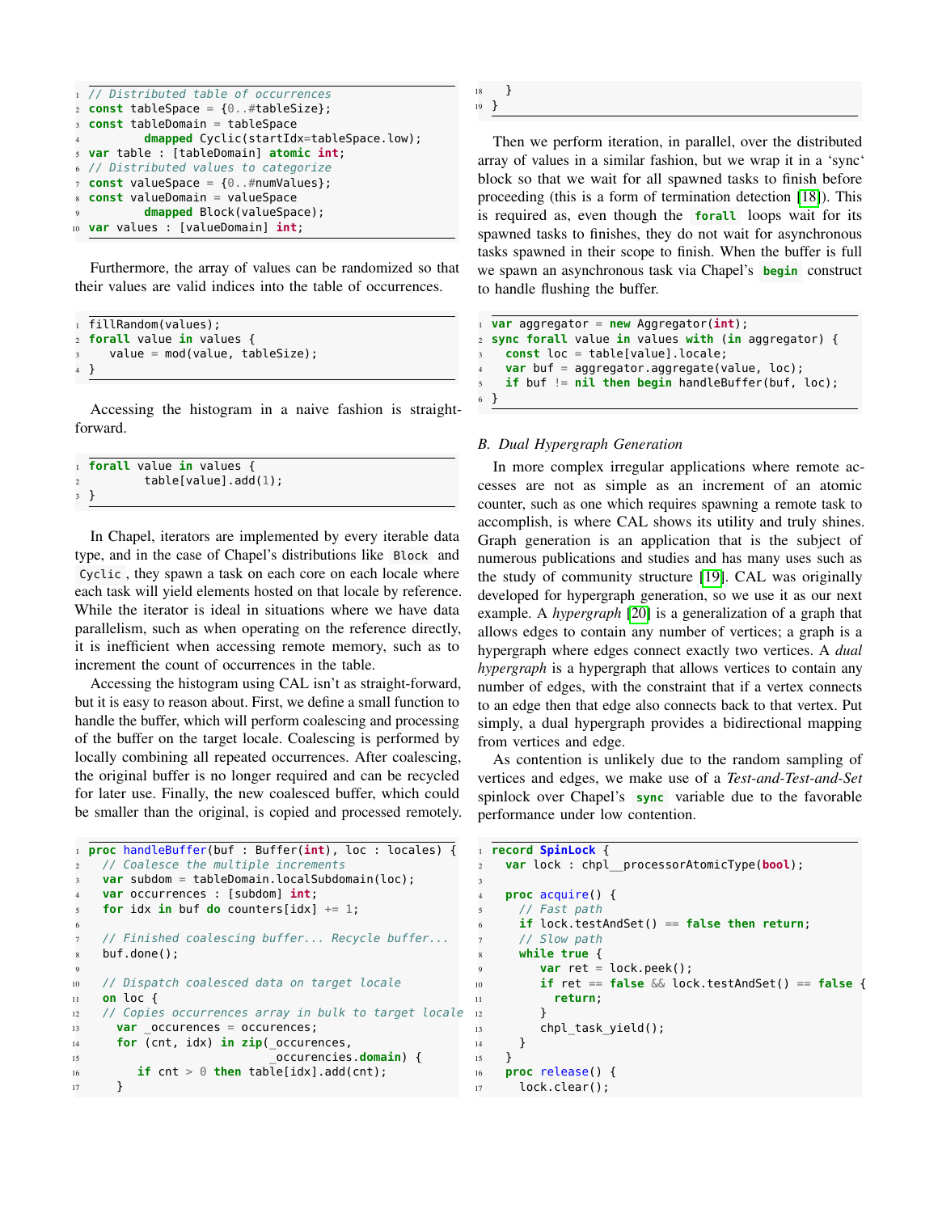```
// Distributed table of occurrences
const tableSpace = {0..#tableSize};
const tableDomain = tableSpace
        dmapped Cyclic(startIdx=tableSpace.low);
var table : [tableDomain] atomic int;
// Distributed values to categorize
const valueSpace = {0..#numValues};
const valueDomain = valueSpace
        dmapped Block(valueSpace);
var values : [valueDomain] int;
```

Furthermore, the array of values can be randomized so that their values are valid indices into the table of occurrences.

```
fillRandom(values);
forall value in values {
   value = mod(value, tableSize);
}
```

Accessing the histogram in a naive fashion is straightforward.

```
forall value in values {
        table[value].add(1);
}
```

In Chapel, iterators are implemented by every iterable data type, and in the case of Chapel's distributions like `Block` and `Cyclic`, they spawn a task on each core on each locale where each task will yield elements hosted on that locale by reference. While the iterator is ideal in situations where we have data parallelism, such as when operating on the reference directly, it is inefficient when accessing remote memory, such as to increment the count of occurrences in the table.

Accessing the histogram using CAL isn't as straight-forward, but it is easy to reason about. First, we define a small function to handle the buffer, which will perform coalescing and processing of the buffer on the target locale. Coalescing is performed by locally combining all repeated occurrences. After coalescing, the original buffer is no longer required and can be recycled for later use. Finally, the new coalesced buffer, which could be smaller than the original, is copied and processed remotely.

```
proc handleBuffer(buf : Buffer(int), loc : locales) {
  // Coalesce the multiple increments
  var subdom = tableDomain.localSubdomain(loc);
  var occurrences : [subdom] int;
  for idx in buf do counters[idx] += 1;

  // Finished coalescing buffer... Recycle buffer...
  buf.done();

  // Dispatch coalesced data on target locale
  on loc {
  // Copies occurrences array in bulk to target locale
    var _occurences = occurences;
    for (cnt, idx) in zip(_occurences,
                          _occurencies.domain) {
       if cnt > 0 then table[idx].add(cnt);
    }
  }
}
```

Then we perform iteration, in parallel, over the distributed array of values in a similar fashion, but we wrap it in a 'sync' block so that we wait for all spawned tasks to finish before proceeding (this is a form of termination detection [18]). This is required as, even though the `forall` loops wait for its spawned tasks to finishes, they do not wait for asynchronous tasks spawned in their scope to finish. When the buffer is full we spawn an asynchronous task via Chapel's `begin` construct to handle flushing the buffer.

```
var aggregator = new Aggregator(int);
sync forall value in values with (in aggregator) {
  const loc = table[value].locale;
  var buf = aggregator.aggregate(value, loc);
  if buf != nil then begin handleBuffer(buf, loc);
}
```

### B. Dual Hypergraph Generation

In more complex irregular applications where remote accesses are not as simple as an increment of an atomic counter, such as one which requires spawning a remote task to accomplish, is where CAL shows its utility and truly shines. Graph generation is an application that is the subject of numerous publications and studies and has many uses such as the study of community structure [19]. CAL was originally developed for hypergraph generation, so we use it as our next example. A *hypergraph* [20] is a generalization of a graph that allows edges to contain any number of vertices; a graph is a hypergraph where edges connect exactly two vertices. A *dual hypergraph* is a hypergraph that allows vertices to contain any number of edges, with the constraint that if a vertex connects to an edge then that edge also connects back to that vertex. Put simply, a dual hypergraph provides a bidirectional mapping from vertices and edge.

As contention is unlikely due to the random sampling of vertices and edges, we make use of a *Test-and-Test-and-Set* spinlock over Chapel's `sync` variable due to the favorable performance under low contention.

```
record SpinLock {
  var lock : chpl__processorAtomicType(bool);

  proc acquire() {
    // Fast path
    if lock.testAndSet() == false then return;
    // Slow path
    while true {
       var ret = lock.peek();
       if ret == false && lock.testAndSet() == false {
         return;
       }
       chpl_task_yield();
    }
  }
  proc release() {
    lock.clear();
```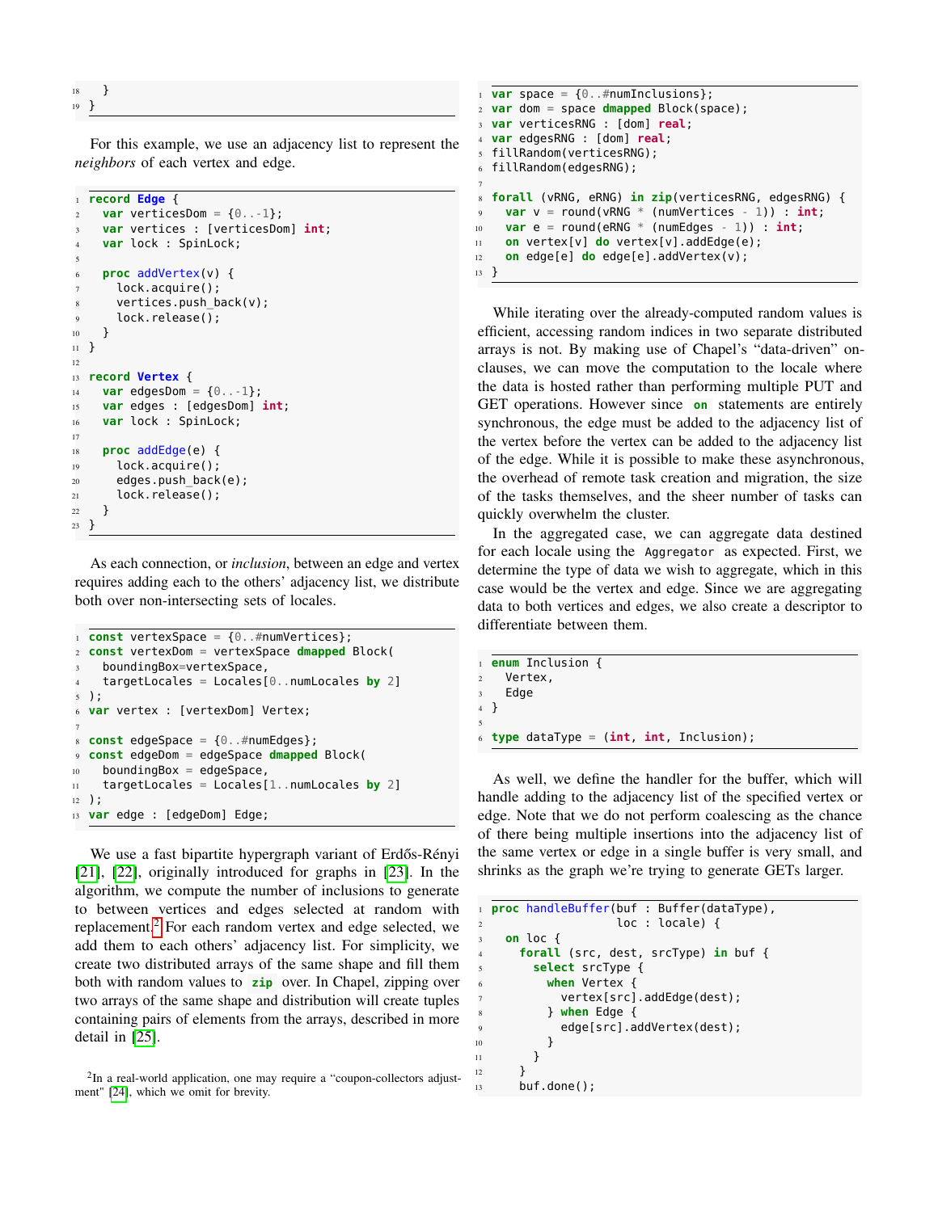```
  }
}
```

For this example, we use an adjacency list to represent the *neighbors* of each vertex and edge.

```
record Edge {
  var verticesDom = {0..-1};
  var vertices : [verticesDom] int;
  var lock : SpinLock;

  proc addVertex(v) {
    lock.acquire();
    vertices.push_back(v);
    lock.release();
  }
}

record Vertex {
  var edgesDom = {0..-1};
  var edges : [edgesDom] int;
  var lock : SpinLock;

  proc addEdge(e) {
    lock.acquire();
    edges.push_back(e);
    lock.release();
  }
}
```

As each connection, or *inclusion*, between an edge and vertex requires adding each to the others' adjacency list, we distribute both over non-intersecting sets of locales.

```
const vertexSpace = {0..#numVertices};
const vertexDom = vertexSpace dmapped Block(
  boundingBox=vertexSpace,
  targetLocales = Locales[0..numLocales by 2]
);
var vertex : [vertexDom] Vertex;

const edgeSpace = {0..#numEdges};
const edgeDom = edgeSpace dmapped Block(
  boundingBox = edgeSpace,
  targetLocales = Locales[1..numLocales by 2]
);
var edge : [edgeDom] Edge;
```

We use a fast bipartite hypergraph variant of Erdős-Rényi [21], [22], originally introduced for graphs in [23]. In the algorithm, we compute the number of inclusions to generate to between vertices and edges selected at random with replacement.[2] For each random vertex and edge selected, we add them to each others' adjacency list. For simplicity, we create two distributed arrays of the same shape and fill them both with random values to `zip` over. In Chapel, zipping over two arrays of the same shape and distribution will create tuples containing pairs of elements from the arrays, described in more detail in [25].

[2] In a real-world application, one may require a "coupon-collectors adjustment" [24], which we omit for brevity.

```
var space = {0..#numInclusions};
var dom = space dmapped Block(space);
var verticesRNG : [dom] real;
var edgesRNG : [dom] real;
fillRandom(verticesRNG);
fillRandom(edgesRNG);

forall (vRNG, eRNG) in zip(verticesRNG, edgesRNG) {
  var v = round(vRNG * (numVertices - 1)) : int;
  var e = round(eRNG * (numEdges - 1)) : int;
  on vertex[v] do vertex[v].addEdge(e);
  on edge[e] do edge[e].addVertex(v);
}
```

While iterating over the already-computed random values is efficient, accessing random indices in two separate distributed arrays is not. By making use of Chapel's "data-driven" on-clauses, we can move the computation to the locale where the data is hosted rather than performing multiple PUT and GET operations. However since `on` statements are entirely synchronous, the edge must be added to the adjacency list of the vertex before the vertex can be added to the adjacency list of the edge. While it is possible to make these asynchronous, the overhead of remote task creation and migration, the size of the tasks themselves, and the sheer number of tasks can quickly overwhelm the cluster.

In the aggregated case, we can aggregate data destined for each locale using the `Aggregator` as expected. First, we determine the type of data we wish to aggregate, which in this case would be the vertex and edge. Since we are aggregating data to both vertices and edges, we also create a descriptor to differentiate between them.

```
enum Inclusion {
  Vertex,
  Edge
}

type dataType = (int, int, Inclusion);
```

As well, we define the handler for the buffer, which will handle adding to the adjacency list of the specified vertex or edge. Note that we do not perform coalescing as the chance of there being multiple insertions into the adjacency list of the same vertex or edge in a single buffer is very small, and shrinks as the graph we're trying to generate GETs larger.

```
proc handleBuffer(buf : Buffer(dataType),
                  loc : locale) {
  on loc {
    forall (src, dest, srcType) in buf {
      select srcType {
        when Vertex {
          vertex[src].addEdge(dest);
        } when Edge {
          edge[src].addVertex(dest);
        }
      }
    }
    buf.done();
```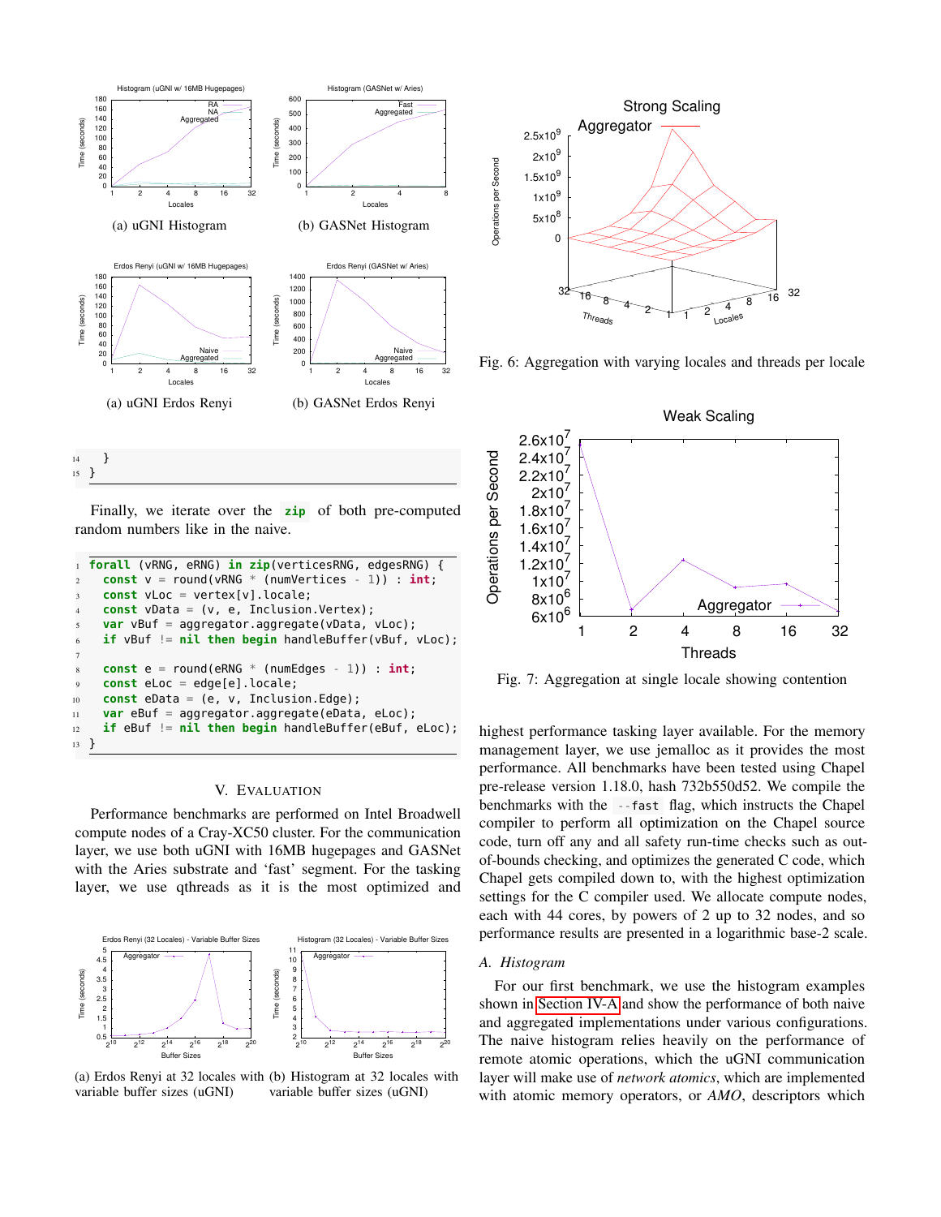(a) uGNI Histogram

(b) GASNet Histogram

(a) uGNI Erdos Renyi

(b) GASNet Erdos Renyi

```
14     }
15 }
```

Finally, we iterate over the `zip` of both pre-computed random numbers like in the naive.

```
1  forall (vRNG, eRNG) in zip(verticesRNG, edgesRNG) {
2    const v = round(vRNG * (numVertices - 1)) : int;
3    const vLoc = vertex[v].locale;
4    const vData = (v, e, Inclusion.Vertex);
5    var vBuf = aggregator.aggregate(vData, vLoc);
6    if vBuf != nil then begin handleBuffer(vBuf, vLoc);
7
8    const e = round(eRNG * (numEdges - 1)) : int;
9    const eLoc = edge[e].locale;
10   const eData = (e, v, Inclusion.Edge);
11   var eBuf = aggregator.aggregate(eData, eLoc);
12   if eBuf != nil then begin handleBuffer(eBuf, eLoc);
13 }
```

## V. Evaluation

Performance benchmarks are performed on Intel Broadwell compute nodes of a Cray-XC50 cluster. For the communication layer, we use both uGNI with 16MB hugepages and GASNet with the Aries substrate and 'fast' segment. For the tasking layer, we use qthreads as it is the most optimized and highest performance tasking layer available. For the memory management layer, we use jemalloc as it provides the most performance. All benchmarks have been tested using Chapel pre-release version 1.18.0, hash 732b550d52. We compile the benchmarks with the `--fast` flag, which instructs the Chapel compiler to perform all optimization on the Chapel source code, turn off any and all safety run-time checks such as out-of-bounds checking, and optimizes the generated C code, which Chapel gets compiled down to, with the highest optimization settings for the C compiler used. We allocate compute nodes, each with 44 cores, by powers of 2 up to 32 nodes, and so performance results are presented in a logarithmic base-2 scale.

(a) Erdos Renyi at 32 locales with variable buffer sizes (uGNI)

(b) Histogram at 32 locales with variable buffer sizes (uGNI)

Fig. 6: Aggregation with varying locales and threads per locale

Fig. 7: Aggregation at single locale showing contention

### A. Histogram

For our first benchmark, we use the histogram examples shown in Section IV-A and show the performance of both naive and aggregated implementations under various configurations. The naive histogram relies heavily on the performance of remote atomic operations, which the uGNI communication layer will make use of *network atomics*, which are implemented with atomic memory operators, or *AMO*, descriptors which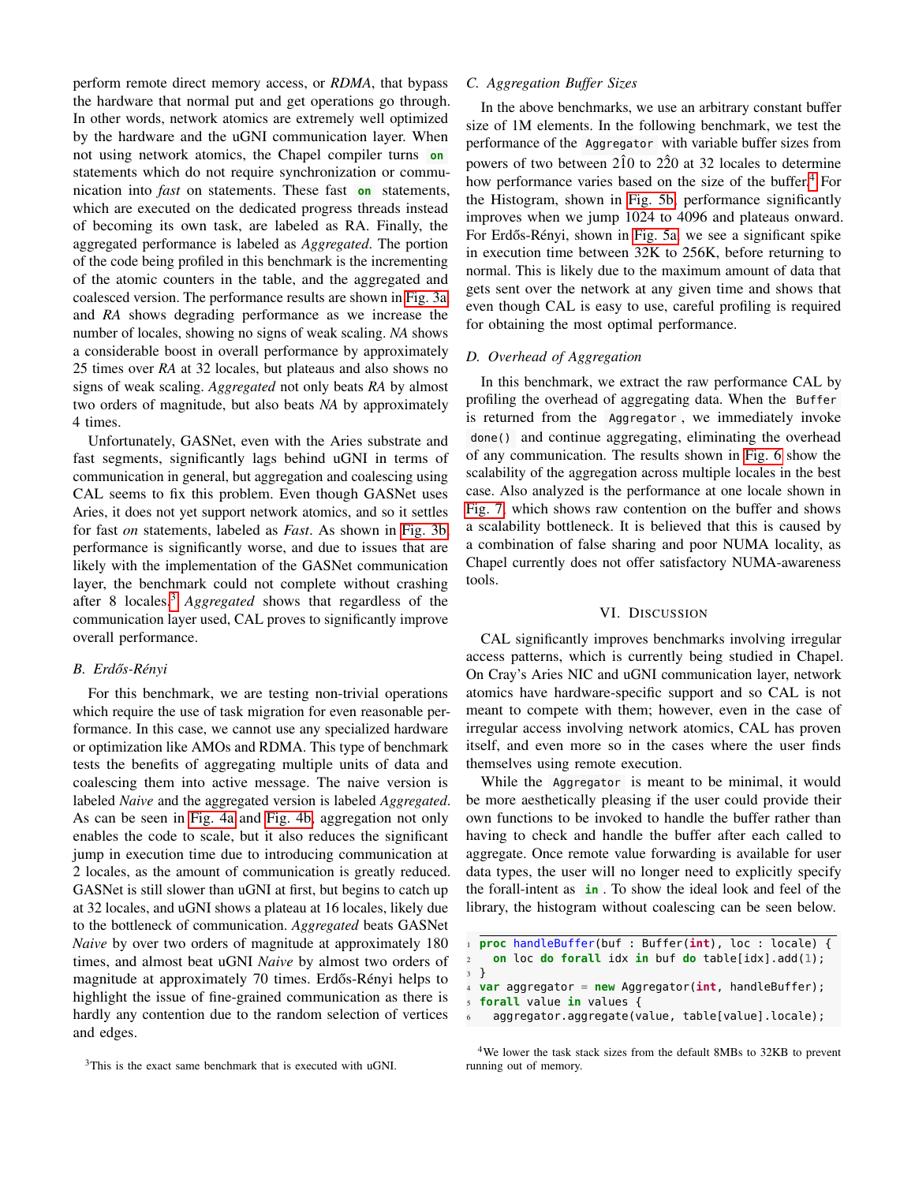perform remote direct memory access, or *RDMA*, that bypass the hardware that normal put and get operations go through. In other words, network atomics are extremely well optimized by the hardware and the uGNI communication layer. When not using network atomics, the Chapel compiler turns `on` statements which do not require synchronization or communication into *fast* on statements. These fast `on` statements, which are executed on the dedicated progress threads instead of becoming its own task, are labeled as RA. Finally, the aggregated performance is labeled as *Aggregated*. The portion of the code being profiled in this benchmark is the incrementing of the atomic counters in the table, and the aggregated and coalesced version. The performance results are shown in Fig. 3a and *RA* shows degrading performance as we increase the number of locales, showing no signs of weak scaling. *NA* shows a considerable boost in overall performance by approximately 25 times over *RA* at 32 locales, but plateaus and also shows no signs of weak scaling. *Aggregated* not only beats *RA* by almost two orders of magnitude, but also beats *NA* by approximately 4 times.

Unfortunately, GASNet, even with the Aries substrate and fast segments, significantly lags behind uGNI in terms of communication in general, but aggregation and coalescing using CAL seems to fix this problem. Even though GASNet uses Aries, it does not yet support network atomics, and so it settles for fast *on* statements, labeled as *Fast*. As shown in Fig. 3b performance is significantly worse, and due to issues that are likely with the implementation of the GASNet communication layer, the benchmark could not complete without crashing after 8 locales.[3] *Aggregated* shows that regardless of the communication layer used, CAL proves to significantly improve overall performance.

### B. Erdős-Rényi

For this benchmark, we are testing non-trivial operations which require the use of task migration for even reasonable performance. In this case, we cannot use any specialized hardware or optimization like AMOs and RDMA. This type of benchmark tests the benefits of aggregating multiple units of data and coalescing them into active message. The naive version is labeled *Naive* and the aggregated version is labeled *Aggregated*. As can be seen in Fig. 4a and Fig. 4b, aggregation not only enables the code to scale, but it also reduces the significant jump in execution time due to introducing communication at 2 locales, as the amount of communication is greatly reduced. GASNet is still slower than uGNI at first, but begins to catch up at 32 locales, and uGNI shows a plateau at 16 locales, likely due to the bottleneck of communication. *Aggregated* beats GASNet *Naive* by over two orders of magnitude at approximately 180 times, and almost beat uGNI *Naive* by almost two orders of magnitude at approximately 70 times. Erdős-Rényi helps to highlight the issue of fine-grained communication as there is hardly any contention due to the random selection of vertices and edges.

[3]This is the exact same benchmark that is executed with uGNI.

### C. Aggregation Buffer Sizes

In the above benchmarks, we use an arbitrary constant buffer size of 1M elements. In the following benchmark, we test the performance of the `Aggregator` with variable buffer sizes from powers of two between 2Î0 to 2Î20 at 32 locales to determine how performance varies based on the size of the buffer.[4] For the Histogram, shown in Fig. 5b, performance significantly improves when we jump 1024 to 4096 and plateaus onward. For Erdős-Rényi, shown in Fig. 5a, we see a significant spike in execution time between 32K to 256K, before returning to normal. This is likely due to the maximum amount of data that gets sent over the network at any given time and shows that even though CAL is easy to use, careful profiling is required for obtaining the most optimal performance.

### D. Overhead of Aggregation

In this benchmark, we extract the raw performance CAL by profiling the overhead of aggregating data. When the `Buffer` is returned from the `Aggregator`, we immediately invoke `done()` and continue aggregating, eliminating the overhead of any communication. The results shown in Fig. 6 show the scalability of the aggregation across multiple locales in the best case. Also analyzed is the performance at one locale shown in Fig. 7, which shows raw contention on the buffer and shows a scalability bottleneck. It is believed that this is caused by a combination of false sharing and poor NUMA locality, as Chapel currently does not offer satisfactory NUMA-awareness tools.

## VI. Discussion

CAL significantly improves benchmarks involving irregular access patterns, which is currently being studied in Chapel. On Cray's Aries NIC and uGNI communication layer, network atomics have hardware-specific support and so CAL is not meant to compete with them; however, even in the case of irregular access involving network atomics, CAL has proven itself, and even more so in the cases where the user finds themselves using remote execution.

While the `Aggregator` is meant to be minimal, it would be more aesthetically pleasing if the user could provide their own functions to be invoked to handle the buffer rather than having to check and handle the buffer after each called to aggregate. Once remote value forwarding is available for user data types, the user will no longer need to explicitly specify the forall-intent as `in`. To show the ideal look and feel of the library, the histogram without coalescing can be seen below.

```
1 proc handleBuffer(buf : Buffer(int), loc : locale) {
2   on loc do forall idx in buf do table[idx].add(1);
3 }
4 var aggregator = new Aggregator(int, handleBuffer);
5 forall value in values {
6   aggregator.aggregate(value, table[value].locale);
```

[4]We lower the task stack sizes from the default 8MBs to 32KB to prevent running out of memory.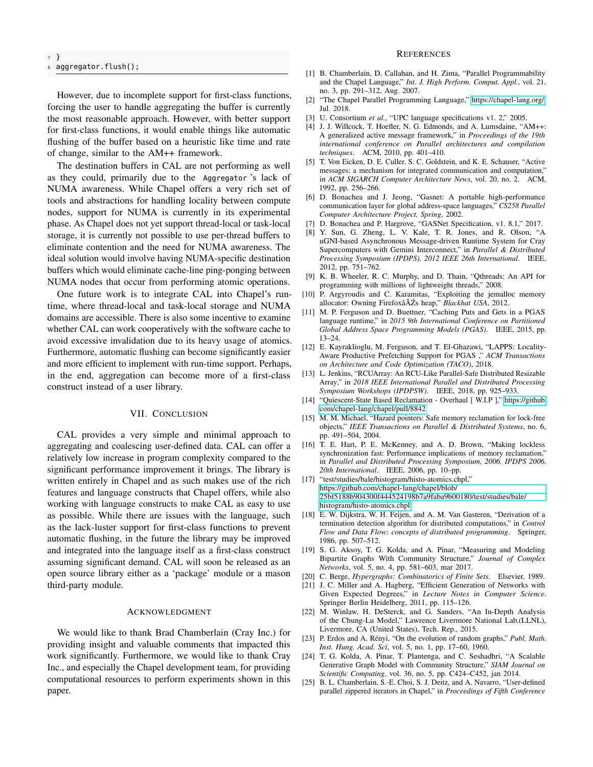```
}
aggregator.flush();
```

However, due to incomplete support for first-class functions, forcing the user to handle aggregating the buffer is currently the most reasonable approach. However, with better support for first-class functions, it would enable things like automatic flushing of the buffer based on a heuristic like time and rate of change, similar to the AM++ framework.

The destination buffers in CAL are not performing as well as they could, primarily due to the `Aggregator`'s lack of NUMA awareness. While Chapel offers a very rich set of tools and abstractions for handling locality between compute nodes, support for NUMA is currently in its experimental phase. As Chapel does not yet support thread-local or task-local storage, it is currently not possible to use per-thread buffers to eliminate contention and the need for NUMA awareness. The ideal solution would involve having NUMA-specific destination buffers which would eliminate cache-line ping-ponging between NUMA nodes that occur from performing atomic operations.

One future work is to integrate CAL into Chapel's runtime, where thread-local and task-local storage and NUMA domains are accessible. There is also some incentive to examine whether CAL can work cooperatively with the software cache to avoid excessive invalidation due to its heavy usage of atomics. Furthermore, automatic flushing can become significantly easier and more efficient to implement with run-time support. Perhaps, in the end, aggregation can become more of a first-class construct instead of a user library.

## VII. Conclusion

CAL provides a very simple and minimal approach to aggregating and coalescing user-defined data. CAL can offer a relatively low increase in program complexity compared to the significant performance improvement it brings. The library is written entirely in Chapel and as such makes use of the rich features and language constructs that Chapel offers, while also working with language constructs to make CAL as easy to use as possible. While there are issues with the language, such as the lack-luster support for first-class functions to prevent automatic flushing, in the future the library may be improved and integrated into the language itself as a first-class construct assuming significant demand. CAL will soon be released as an open source library either as a 'package' module or a mason third-party module.

## Acknowledgment

We would like to thank Brad Chamberlain (Cray Inc.) for providing insight and valuable comments that impacted this work significantly. Furthermore, we would like to thank Cray Inc., and especially the Chapel development team, for providing computational resources to perform experiments shown in this paper.

## References

[1] B. Chamberlain, D. Callahan, and H. Zima, "Parallel Programmability and the Chapel Language," *Int. J. High Perform. Comput. Appl.*, vol. 21, no. 3, pp. 291–312, Aug. 2007.

[2] "The Chapel Parallel Programming Language," https://chapel-lang.org/, Jul. 2018.

[3] U. Consortium *et al.*, "UPC language specifications v1. 2," 2005.

[4] J. J. Willcock, T. Hoefler, N. G. Edmonds, and A. Lumsdaine, "AM++: A generalized active message framework," in *Proceedings of the 19th international conference on Parallel architectures and compilation techniques*. ACM, 2010, pp. 401–410.

[5] T. Von Eicken, D. E. Culler, S. C. Goldstein, and K. E. Schauser, "Active messages: a mechanism for integrated communication and computation," in *ACM SIGARCH Computer Architecture News*, vol. 20, no. 2. ACM, 1992, pp. 256–266.

[6] D. Bonachea and J. Jeong, "Gasnet: A portable high-performance communication layer for global address-space languages," *CS258 Parallel Computer Architecture Project, Spring*, 2002.

[7] D. Bonachea and P. Hargrove, "GASNet Specification, v1. 8.1," 2017.

[8] Y. Sun, G. Zheng, L. V. Kale, T. R. Jones, and R. Olson, "A uGNI-based Asynchronous Message-driven Runtime System for Cray Supercomputers with Gemini Interconnect," in *Parallel & Distributed Processing Symposium (IPDPS), 2012 IEEE 26th International*. IEEE, 2012, pp. 751–762.

[9] K. B. Wheeler, R. C. Murphy, and D. Thain, "Qthreads: An API for programming with millions of lightweight threads," 2008.

[10] P. Argyroudis and C. Karamitas, "Exploiting the jemalloc memory allocator: Owning FirefoxâĂŹs heap," *Blackhat USA*, 2012.

[11] M. P. Ferguson and D. Buettner, "Caching Puts and Gets in a PGAS language runtime," in *2015 9th International Conference on Partitioned Global Address Space Programming Models (PGAS)*. IEEE, 2015, pp. 13–24.

[12] E. Kayraklioglu, M. Ferguson, and T. El-Ghazawi, "LAPPS: Locality-Aware Productive Prefetching Support for PGAS ," *ACM Transactions on Architecture and Code Optimization (TACO)*, 2018.

[13] L. Jenkins, "RCUArray: An RCU-Like Parallel-Safe Distributed Resizable Array," in *2018 IEEE International Parallel and Distributed Processing Symposium Workshops (IPDPSW)*. IEEE, 2018, pp. 925–933.

[14] "Quiescent-State Based Reclamation - Overhaul [ W.I.P ]," https://github.com/chapel-lang/chapel/pull/8842.

[15] M. M. Michael, "Hazard pointers: Safe memory reclamation for lock-free objects," *IEEE Transactions on Parallel & Distributed Systems*, no. 6, pp. 491–504, 2004.

[16] T. E. Hart, P. E. McKenney, and A. D. Brown, "Making lockless synchronization fast: Performance implications of memory reclamation," in *Parallel and Distributed Processing Symposium, 2006. IPDPS 2006. 20th International*. IEEE, 2006, pp. 10–pp.

[17] "test/studies/bale/histogram/histo-atomics.chpl," https://github.com/chapel-lang/chapel/blob/25bf5188b904300f444524198b7a9faba9b00180/test/studies/bale/histogram/histo-atomics.chpl.

[18] E. W. Dijkstra, W. H. Feijen, and A. M. Van Gasteren, "Derivation of a termination detection algorithm for distributed computations," in *Control Flow and Data Flow: concepts of distributed programming*. Springer, 1986, pp. 507–512.

[19] S. G. Aksoy, T. G. Kolda, and A. Pinar, "Measuring and Modeling Bipartite Graphs With Community Structure," *Journal of Complex Networks*, vol. 5, no. 4, pp. 581–603, mar 2017.

[20] C. Berge, *Hypergraphs: Combinatorics of Finite Sets*. Elsevier, 1989.

[21] J. C. Miller and A. Hagberg, "Efficient Generation of Networks with Given Expected Degrees," in *Lecture Notes in Computer Science*. Springer Berlin Heidelberg, 2011, pp. 115–126.

[22] M. Winlaw, H. DeSterck, and G. Sanders, "An In-Depth Analysis of the Chung-Lu Model," Lawrence Livermore National Lab.(LLNL), Livermore, CA (United States), Tech. Rep., 2015.

[23] P. Erdos and A. Rényi, "On the evolution of random graphs," *Publ. Math. Inst. Hung. Acad. Sci*, vol. 5, no. 1, pp. 17–60, 1960.

[24] T. G. Kolda, A. Pinar, T. Plantenga, and C. Seshadhri, "A Scalable Generative Graph Model with Community Structure," *SIAM Journal on Scientific Computing*, vol. 36, no. 5, pp. C424–C452, jan 2014.

[25] B. L. Chamberlain, S.-E. Choi, S. J. Deitz, and A. Navarro, "User-defined parallel zippered iterators in Chapel," in *Proceedings of Fifth Conference*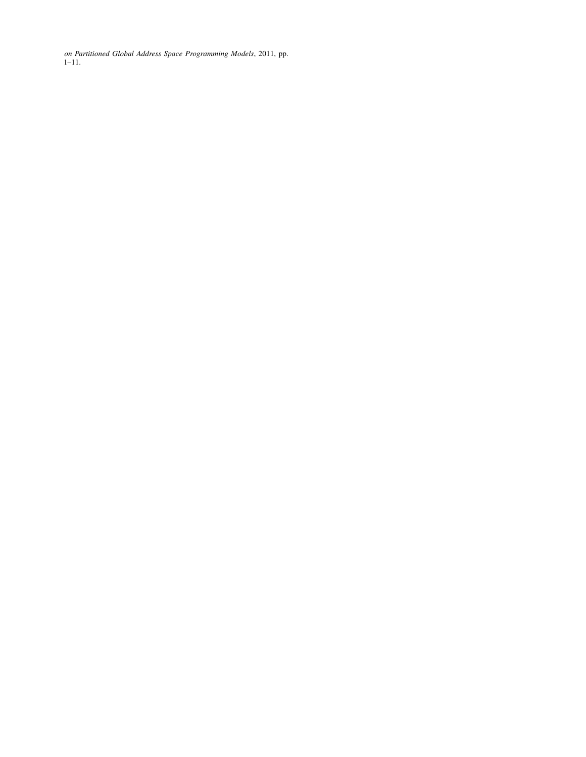*on Partitioned Global Address Space Programming Models*, 2011, pp. 1–11.